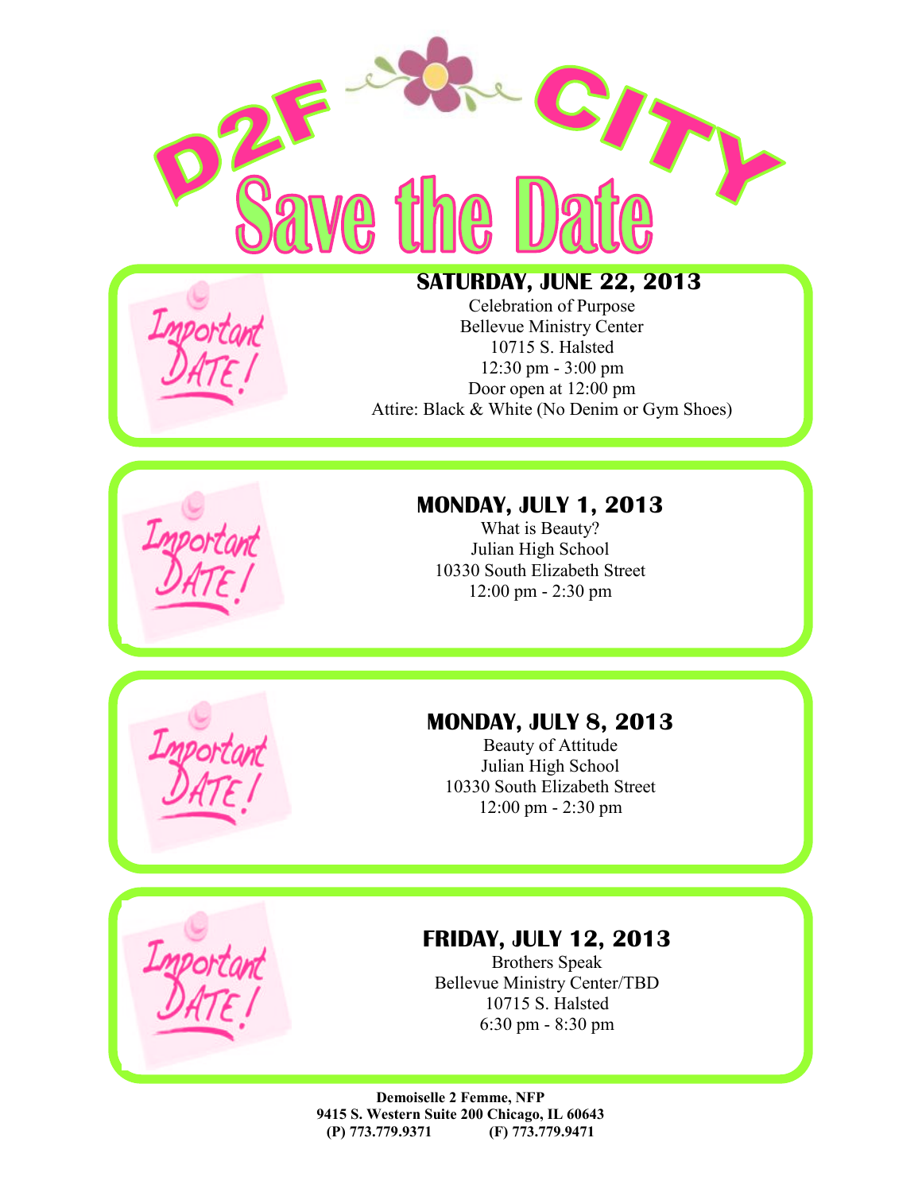# D2F CITY

# Save the Date

Important DATE!

## SATURDAY, JUNE 22, 2013

Celebration of Purpose
Bellevue Ministry Center
10715 S. Halsted
12:30 pm - 3:00 pm
Door open at 12:00 pm
Attire: Black & White (No Denim or Gym Shoes)

Important DATE!

## MONDAY, JULY 1, 2013

What is Beauty?
Julian High School
10330 South Elizabeth Street
12:00 pm - 2:30 pm

Important DATE!

## MONDAY, JULY 8, 2013

Beauty of Attitude
Julian High School
10330 South Elizabeth Street
12:00 pm - 2:30 pm

Important DATE!

## FRIDAY, JULY 12, 2013

Brothers Speak
Bellevue Ministry Center/TBD
10715 S. Halsted
6:30 pm - 8:30 pm

**Demoiselle 2 Femme, NFP**
**9415 S. Western Suite 200 Chicago, IL 60643**
**(P) 773.779.9371 (F) 773.779.9471**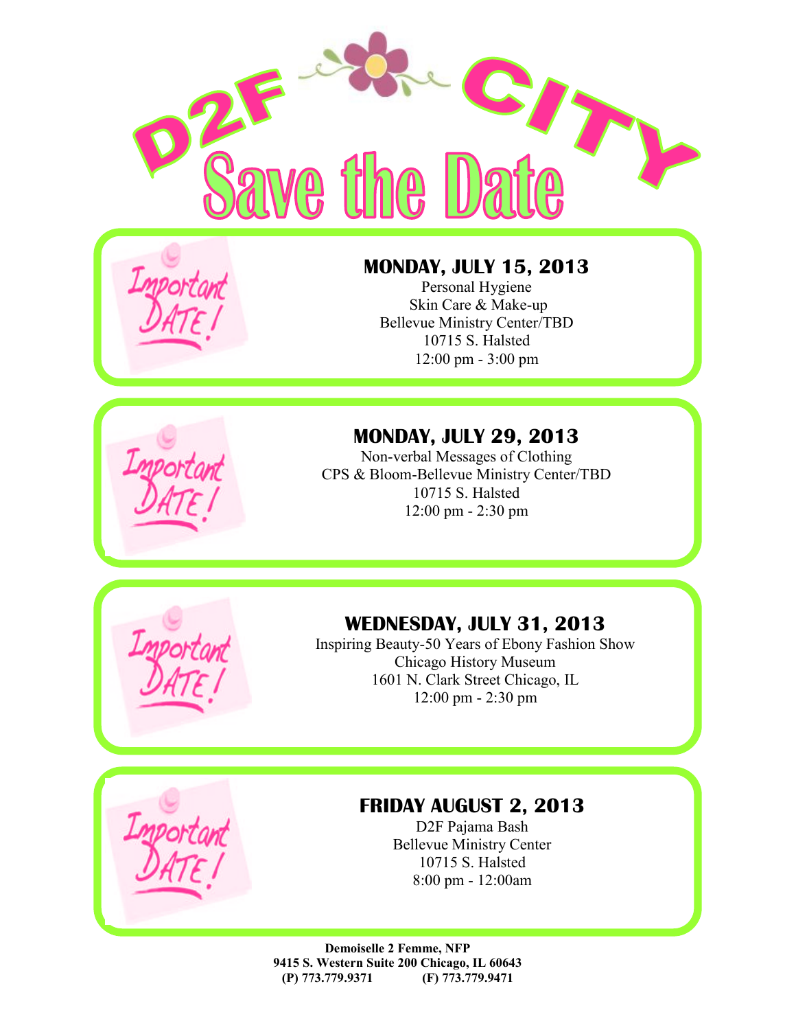# D2F CITY

# Save the Date

Important DATE!

### MONDAY, JULY 15, 2013

Personal Hygiene
Skin Care & Make-up
Bellevue Ministry Center/TBD
10715 S. Halsted
12:00 pm - 3:00 pm

Important DATE!

### MONDAY, JULY 29, 2013

Non-verbal Messages of Clothing
CPS & Bloom-Bellevue Ministry Center/TBD
10715 S. Halsted
12:00 pm - 2:30 pm

Important DATE!

### WEDNESDAY, JULY 31, 2013

Inspiring Beauty-50 Years of Ebony Fashion Show
Chicago History Museum
1601 N. Clark Street Chicago, IL
12:00 pm - 2:30 pm

Important DATE!

### FRIDAY AUGUST 2, 2013

D2F Pajama Bash
Bellevue Ministry Center
10715 S. Halsted
8:00 pm - 12:00am

**Demoiselle 2 Femme, NFP**
**9415 S. Western Suite 200 Chicago, IL 60643**
**(P) 773.779.9371 (F) 773.779.9471**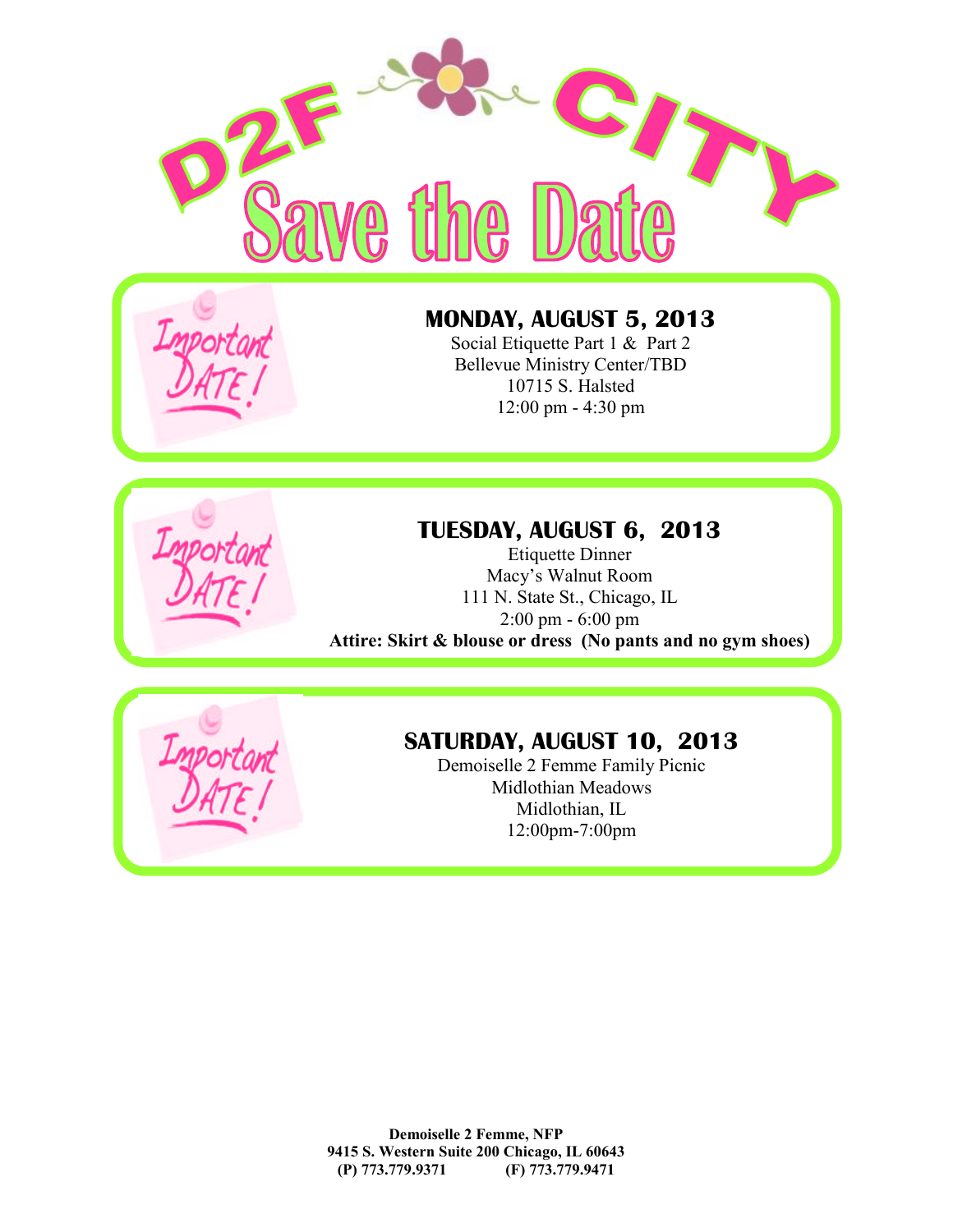# D2F CITY

# Save the Date

Important DATE!

## MONDAY, AUGUST 5, 2013

Social Etiquette Part 1 & Part 2
Bellevue Ministry Center/TBD
10715 S. Halsted
12:00 pm - 4:30 pm

Important DATE!

## TUESDAY, AUGUST 6, 2013

Etiquette Dinner
Macy's Walnut Room
111 N. State St., Chicago, IL
2:00 pm - 6:00 pm
**Attire: Skirt & blouse or dress (No pants and no gym shoes)**

Important DATE!

## SATURDAY, AUGUST 10, 2013

Demoiselle 2 Femme Family Picnic
Midlothian Meadows
Midlothian, IL
12:00pm-7:00pm

**Demoiselle 2 Femme, NFP**
**9415 S. Western Suite 200 Chicago, IL 60643**
**(P) 773.779.9371 (F) 773.779.9471**